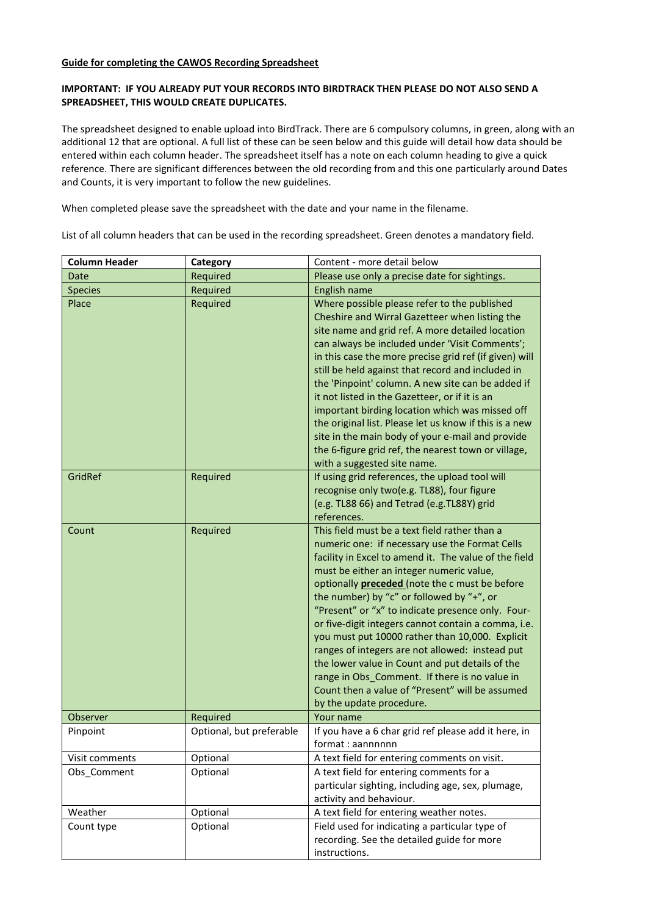**Guide for completing the CAWOS Recording Spreadsheet**

**IMPORTANT: IF YOU ALREADY PUT YOUR RECORDS INTO BIRDTRACK THEN PLEASE DO NOT ALSO SEND A SPREADSHEET, THIS WOULD CREATE DUPLICATES.**

The spreadsheet designed to enable upload into BirdTrack. There are 6 compulsory columns, in green, along with an additional 12 that are optional. A full list of these can be seen below and this guide will detail how data should be entered within each column header. The spreadsheet itself has a note on each column heading to give a quick reference. There are significant differences between the old recording from and this one particularly around Dates and Counts, it is very important to follow the new guidelines.

When completed please save the spreadsheet with the date and your name in the filename.

List of all column headers that can be used in the recording spreadsheet. Green denotes a mandatory field.

| Column Header | Category | Content - more detail below |
|---|---|---|
| Date | Required | Please use only a precise date for sightings. |
| Species | Required | English name |
| Place | Required | Where possible please refer to the published Cheshire and Wirral Gazetteer when listing the site name and grid ref. A more detailed location can always be included under 'Visit Comments'; in this case the more precise grid ref (if given) will still be held against that record and included in the 'Pinpoint' column. A new site can be added if it not listed in the Gazetteer, or if it is an important birding location which was missed off the original list. Please let us know if this is a new site in the main body of your e-mail and provide the 6-figure grid ref, the nearest town or village, with a suggested site name. |
| GridRef | Required | If using grid references, the upload tool will recognise only two(e.g. TL88), four figure (e.g. TL88 66) and Tetrad (e.g.TL88Y) grid references. |
| Count | Required | This field must be a text field rather than a numeric one: if necessary use the Format Cells facility in Excel to amend it. The value of the field must be either an integer numeric value, optionally **preceded** (note the c must be before the number) by "c" or followed by "+", or "Present" or "x" to indicate presence only. Four- or five-digit integers cannot contain a comma, i.e. you must put 10000 rather than 10,000. Explicit ranges of integers are not allowed: instead put the lower value in Count and put details of the range in Obs_Comment. If there is no value in Count then a value of "Present" will be assumed by the update procedure. |
| Observer | Required | Your name |
| Pinpoint | Optional, but preferable | If you have a 6 char grid ref please add it here, in format : aannnnnn |
| Visit comments | Optional | A text field for entering comments on visit. |
| Obs_Comment | Optional | A text field for entering comments for a particular sighting, including age, sex, plumage, activity and behaviour. |
| Weather | Optional | A text field for entering weather notes. |
| Count type | Optional | Field used for indicating a particular type of recording. See the detailed guide for more instructions. |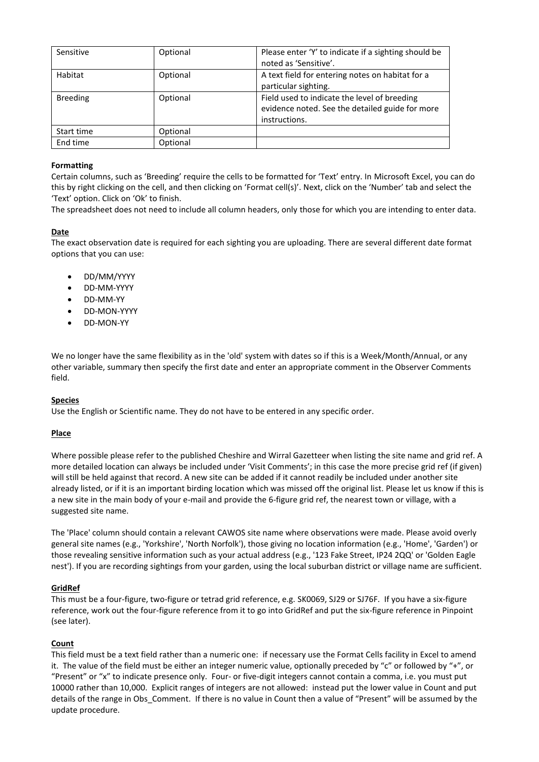| Sensitive | Optional | Please enter 'Y' to indicate if a sighting should be noted as 'Sensitive'. |
|---|---|---|
| Habitat | Optional | A text field for entering notes on habitat for a particular sighting. |
| Breeding | Optional | Field used to indicate the level of breeding evidence noted. See the detailed guide for more instructions. |
| Start time | Optional | |
| End time | Optional | |

**Formatting**

Certain columns, such as 'Breeding' require the cells to be formatted for 'Text' entry. In Microsoft Excel, you can do this by right clicking on the cell, and then clicking on 'Format cell(s)'. Next, click on the 'Number' tab and select the 'Text' option. Click on 'Ok' to finish.

The spreadsheet does not need to include all column headers, only those for which you are intending to enter data.

**Date**

The exact observation date is required for each sighting you are uploading. There are several different date format options that you can use:

- DD/MM/YYYY
- DD-MM-YYYY
- DD-MM-YY
- DD-MON-YYYY
- DD-MON-YY

We no longer have the same flexibility as in the 'old' system with dates so if this is a Week/Month/Annual, or any other variable, summary then specify the first date and enter an appropriate comment in the Observer Comments field.

**Species**

Use the English or Scientific name. They do not have to be entered in any specific order.

**Place**

Where possible please refer to the published Cheshire and Wirral Gazetteer when listing the site name and grid ref. A more detailed location can always be included under 'Visit Comments'; in this case the more precise grid ref (if given) will still be held against that record. A new site can be added if it cannot readily be included under another site already listed, or if it is an important birding location which was missed off the original list. Please let us know if this is a new site in the main body of your e-mail and provide the 6-figure grid ref, the nearest town or village, with a suggested site name.

The 'Place' column should contain a relevant CAWOS site name where observations were made. Please avoid overly general site names (e.g., 'Yorkshire', 'North Norfolk'), those giving no location information (e.g., 'Home', 'Garden') or those revealing sensitive information such as your actual address (e.g., '123 Fake Street, IP24 2QQ' or 'Golden Eagle nest'). If you are recording sightings from your garden, using the local suburban district or village name are sufficient.

**GridRef**

This must be a four-figure, two-figure or tetrad grid reference, e.g. SK0069, SJ29 or SJ76F. If you have a six-figure reference, work out the four-figure reference from it to go into GridRef and put the six-figure reference in Pinpoint (see later).

**Count**

This field must be a text field rather than a numeric one: if necessary use the Format Cells facility in Excel to amend it. The value of the field must be either an integer numeric value, optionally preceded by "c" or followed by "+", or "Present" or "x" to indicate presence only. Four- or five-digit integers cannot contain a comma, i.e. you must put 10000 rather than 10,000. Explicit ranges of integers are not allowed: instead put the lower value in Count and put details of the range in Obs_Comment. If there is no value in Count then a value of "Present" will be assumed by the update procedure.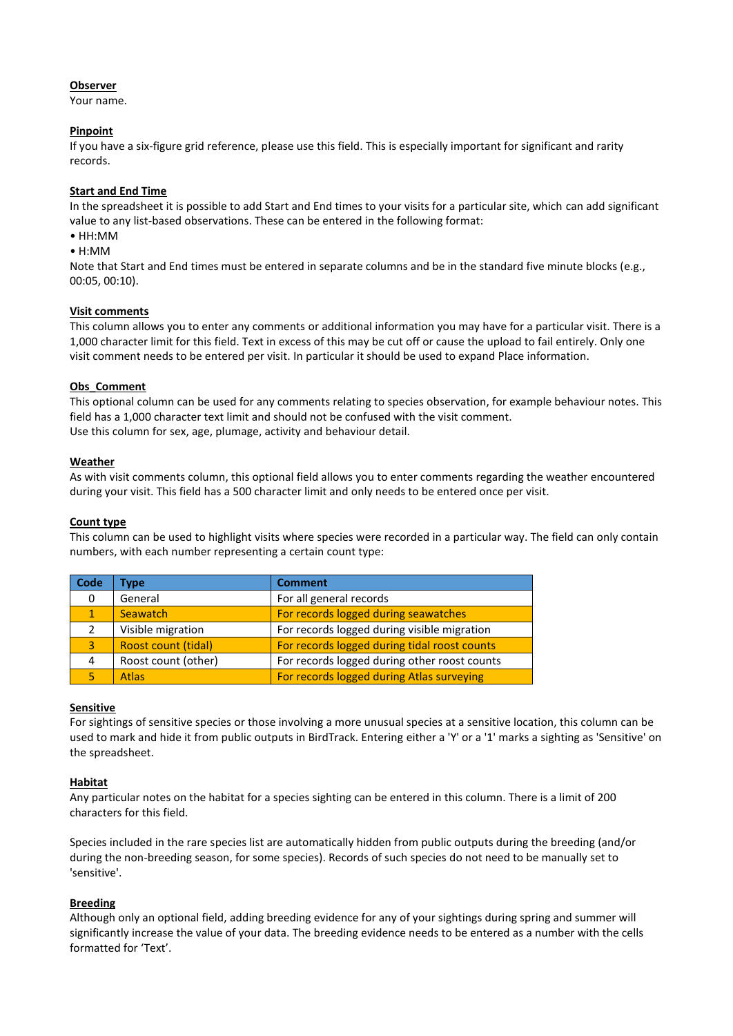**Observer**

Your name.

**Pinpoint**

If you have a six-figure grid reference, please use this field. This is especially important for significant and rarity records.

**Start and End Time**

In the spreadsheet it is possible to add Start and End times to your visits for a particular site, which can add significant value to any list-based observations. These can be entered in the following format:

- HH:MM
- H:MM

Note that Start and End times must be entered in separate columns and be in the standard five minute blocks (e.g., 00:05, 00:10).

**Visit comments**

This column allows you to enter any comments or additional information you may have for a particular visit. There is a 1,000 character limit for this field. Text in excess of this may be cut off or cause the upload to fail entirely. Only one visit comment needs to be entered per visit. In particular it should be used to expand Place information.

**Obs_Comment**

This optional column can be used for any comments relating to species observation, for example behaviour notes. This field has a 1,000 character text limit and should not be confused with the visit comment.
Use this column for sex, age, plumage, activity and behaviour detail.

**Weather**

As with visit comments column, this optional field allows you to enter comments regarding the weather encountered during your visit. This field has a 500 character limit and only needs to be entered once per visit.

**Count type**

This column can be used to highlight visits where species were recorded in a particular way. The field can only contain numbers, with each number representing a certain count type:

| Code | Type | Comment |
|---|---|---|
| 0 | General | For all general records |
| 1 | Seawatch | For records logged during seawatches |
| 2 | Visible migration | For records logged during visible migration |
| 3 | Roost count (tidal) | For records logged during tidal roost counts |
| 4 | Roost count (other) | For records logged during other roost counts |
| 5 | Atlas | For records logged during Atlas surveying |

**Sensitive**

For sightings of sensitive species or those involving a more unusual species at a sensitive location, this column can be used to mark and hide it from public outputs in BirdTrack. Entering either a 'Y' or a '1' marks a sighting as 'Sensitive' on the spreadsheet.

**Habitat**

Any particular notes on the habitat for a species sighting can be entered in this column. There is a limit of 200 characters for this field.

Species included in the rare species list are automatically hidden from public outputs during the breeding (and/or during the non-breeding season, for some species). Records of such species do not need to be manually set to 'sensitive'.

**Breeding**

Although only an optional field, adding breeding evidence for any of your sightings during spring and summer will significantly increase the value of your data. The breeding evidence needs to be entered as a number with the cells formatted for 'Text'.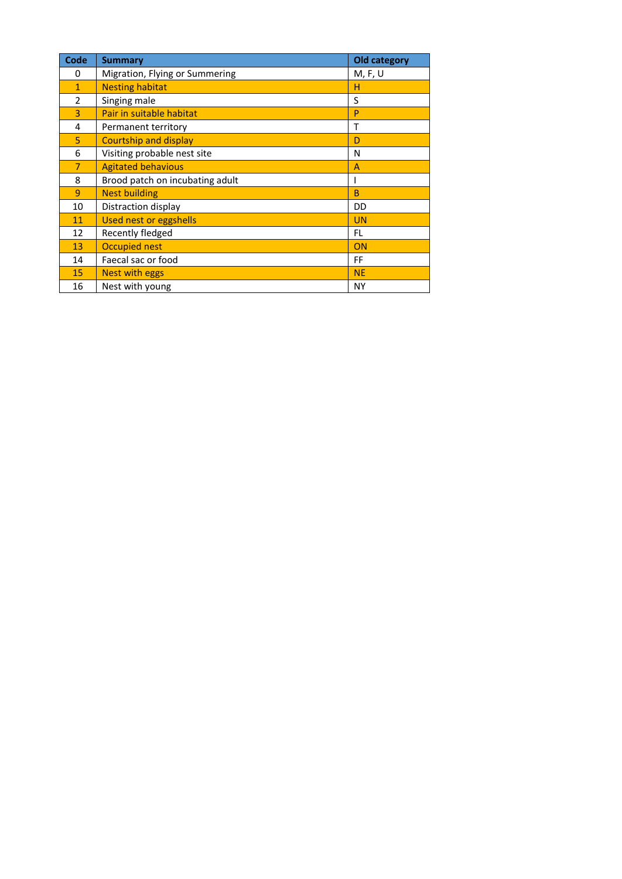| Code | Summary | Old category |
|---|---|---|
| 0 | Migration, Flying or Summering | M, F, U |
| 1 | Nesting habitat | H |
| 2 | Singing male | S |
| 3 | Pair in suitable habitat | P |
| 4 | Permanent territory | T |
| 5 | Courtship and display | D |
| 6 | Visiting probable nest site | N |
| 7 | Agitated behavious | A |
| 8 | Brood patch on incubating adult | I |
| 9 | Nest building | B |
| 10 | Distraction display | DD |
| 11 | Used nest or eggshells | UN |
| 12 | Recently fledged | FL |
| 13 | Occupied nest | ON |
| 14 | Faecal sac or food | FF |
| 15 | Nest with eggs | NE |
| 16 | Nest with young | NY |